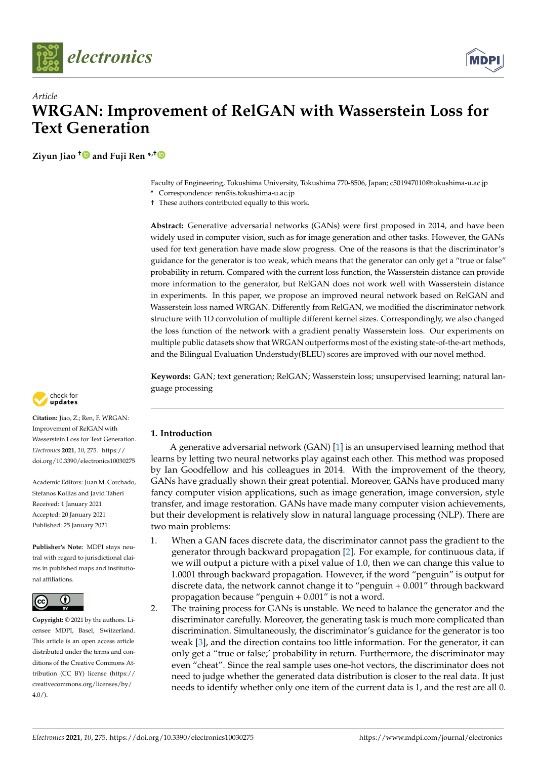*Article*

# WRGAN: Improvement of RelGAN with Wasserstein Loss for Text Generation

**Ziyun Jiao † and Fuji Ren *,†**

Faculty of Engineering, Tokushima University, Tokushima 770-8506, Japan; c501947010@tokushima-u.ac.jp
\* Correspondence: ren@is.tokushima-u.ac.jp
† These authors contributed equally to this work.

**Abstract:** Generative adversarial networks (GANs) were first proposed in 2014, and have been widely used in computer vision, such as for image generation and other tasks. However, the GANs used for text generation have made slow progress. One of the reasons is that the discriminator's guidance for the generator is too weak, which means that the generator can only get a "true or false" probability in return. Compared with the current loss function, the Wasserstein distance can provide more information to the generator, but RelGAN does not work well with Wasserstein distance in experiments. In this paper, we propose an improved neural network based on RelGAN and Wasserstein loss named WRGAN. Differently from RelGAN, we modified the discriminator network structure with 1D convolution of multiple different kernel sizes. Correspondingly, we also changed the loss function of the network with a gradient penalty Wasserstein loss. Our experiments on multiple public datasets show that WRGAN outperforms most of the existing state-of-the-art methods, and the Bilingual Evaluation Understudy(BLEU) scores are improved with our novel method.

**Keywords:** GAN; text generation; RelGAN; Wasserstein loss; unsupervised learning; natural language processing

**Citation:** Jiao, Z.; Ren, F. WRGAN: Improvement of RelGAN with Wasserstein Loss for Text Generation. *Electronics* **2021**, *10*, 275. https://doi.org/10.3390/electronics10030275

Academic Editors: Juan M. Corchado, Stefanos Kollias and Javid Taheri
Received: 1 January 2021
Accepted: 20 January 2021
Published: 25 January 2021

**Publisher's Note:** MDPI stays neutral with regard to jurisdictional claims in published maps and institutional affiliations.

**Copyright:** © 2021 by the authors. Licensee MDPI, Basel, Switzerland. This article is an open access article distributed under the terms and conditions of the Creative Commons Attribution (CC BY) license (https://creativecommons.org/licenses/by/4.0/).

## 1. Introduction

A generative adversarial network (GAN) [1] is an unsupervised learning method that learns by letting two neural networks play against each other. This method was proposed by Ian Goodfellow and his colleagues in 2014. With the improvement of the theory, GANs have gradually shown their great potential. Moreover, GANs have produced many fancy computer vision applications, such as image generation, image conversion, style transfer, and image restoration. GANs have made many computer vision achievements, but their development is relatively slow in natural language processing (NLP). There are two main problems:

1. When a GAN faces discrete data, the discriminator cannot pass the gradient to the generator through backward propagation [2]. For example, for continuous data, if we will output a picture with a pixel value of 1.0, then we can change this value to 1.0001 through backward propagation. However, if the word "penguin" is output for discrete data, the network cannot change it to "penguin + 0.001" through backward propagation because "penguin + 0.001" is not a word.
2. The training process for GANs is unstable. We need to balance the generator and the discriminator carefully. Moreover, the generating task is much more complicated than discrimination. Simultaneously, the discriminator's guidance for the generator is too weak [3], and the direction contains too little information. For the generator, it can only get a "true or false;' probability in return. Furthermore, the discriminator may even "cheat". Since the real sample uses one-hot vectors, the discriminator does not need to judge whether the generated data distribution is closer to the real data. It just needs to identify whether only one item of the current data is 1, and the rest are all 0.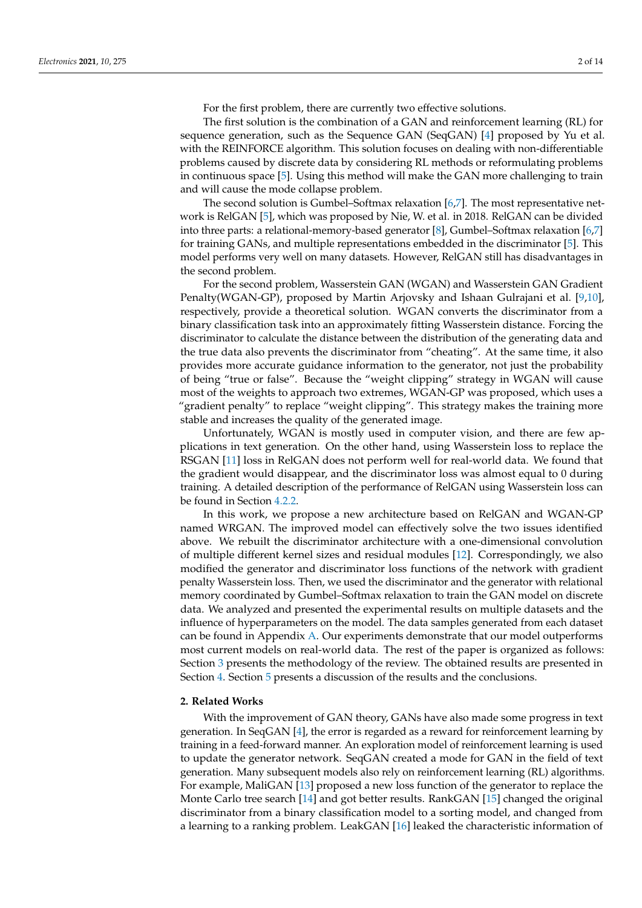For the first problem, there are currently two effective solutions.

The first solution is the combination of a GAN and reinforcement learning (RL) for sequence generation, such as the Sequence GAN (SeqGAN) [4] proposed by Yu et al. with the REINFORCE algorithm. This solution focuses on dealing with non-differentiable problems caused by discrete data by considering RL methods or reformulating problems in continuous space [5]. Using this method will make the GAN more challenging to train and will cause the mode collapse problem.

The second solution is Gumbel–Softmax relaxation [6,7]. The most representative network is RelGAN [5], which was proposed by Nie, W. et al. in 2018. RelGAN can be divided into three parts: a relational-memory-based generator [8], Gumbel–Softmax relaxation [6,7] for training GANs, and multiple representations embedded in the discriminator [5]. This model performs very well on many datasets. However, RelGAN still has disadvantages in the second problem.

For the second problem, Wasserstein GAN (WGAN) and Wasserstein GAN Gradient Penalty(WGAN-GP), proposed by Martin Arjovsky and Ishaan Gulrajani et al. [9,10], respectively, provide a theoretical solution. WGAN converts the discriminator from a binary classification task into an approximately fitting Wasserstein distance. Forcing the discriminator to calculate the distance between the distribution of the generating data and the true data also prevents the discriminator from "cheating". At the same time, it also provides more accurate guidance information to the generator, not just the probability of being "true or false". Because the "weight clipping" strategy in WGAN will cause most of the weights to approach two extremes, WGAN-GP was proposed, which uses a "gradient penalty" to replace "weight clipping". This strategy makes the training more stable and increases the quality of the generated image.

Unfortunately, WGAN is mostly used in computer vision, and there are few applications in text generation. On the other hand, using Wasserstein loss to replace the RSGAN [11] loss in RelGAN does not perform well for real-world data. We found that the gradient would disappear, and the discriminator loss was almost equal to 0 during training. A detailed description of the performance of RelGAN using Wasserstein loss can be found in Section 4.2.2.

In this work, we propose a new architecture based on RelGAN and WGAN-GP named WRGAN. The improved model can effectively solve the two issues identified above. We rebuilt the discriminator architecture with a one-dimensional convolution of multiple different kernel sizes and residual modules [12]. Correspondingly, we also modified the generator and discriminator loss functions of the network with gradient penalty Wasserstein loss. Then, we used the discriminator and the generator with relational memory coordinated by Gumbel–Softmax relaxation to train the GAN model on discrete data. We analyzed and presented the experimental results on multiple datasets and the influence of hyperparameters on the model. The data samples generated from each dataset can be found in Appendix A. Our experiments demonstrate that our model outperforms most current models on real-world data. The rest of the paper is organized as follows: Section 3 presents the methodology of the review. The obtained results are presented in Section 4. Section 5 presents a discussion of the results and the conclusions.

## 2. Related Works

With the improvement of GAN theory, GANs have also made some progress in text generation. In SeqGAN [4], the error is regarded as a reward for reinforcement learning by training in a feed-forward manner. An exploration model of reinforcement learning is used to update the generator network. SeqGAN created a mode for GAN in the field of text generation. Many subsequent models also rely on reinforcement learning (RL) algorithms. For example, MaliGAN [13] proposed a new loss function of the generator to replace the Monte Carlo tree search [14] and got better results. RankGAN [15] changed the original discriminator from a binary classification model to a sorting model, and changed from a learning to a ranking problem. LeakGAN [16] leaked the characteristic information of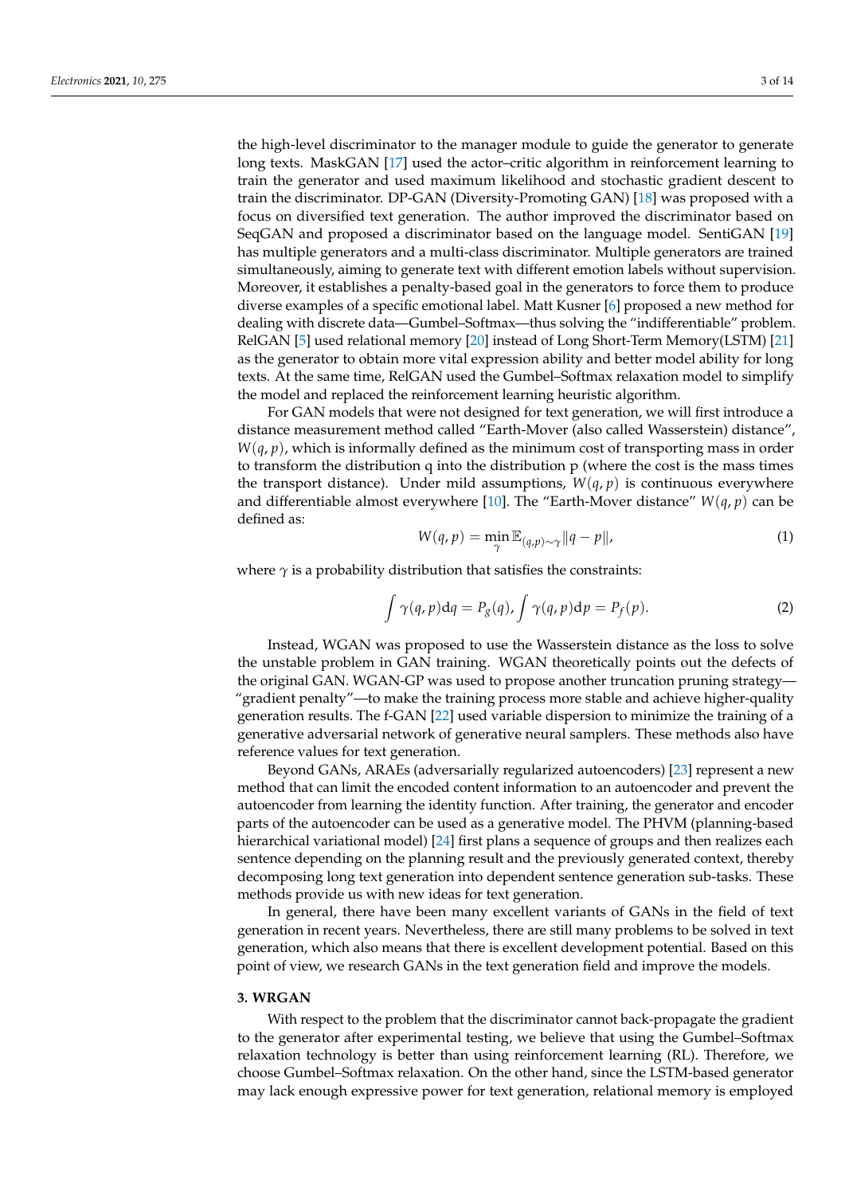the high-level discriminator to the manager module to guide the generator to generate long texts. MaskGAN [17] used the actor–critic algorithm in reinforcement learning to train the generator and used maximum likelihood and stochastic gradient descent to train the discriminator. DP-GAN (Diversity-Promoting GAN) [18] was proposed with a focus on diversified text generation. The author improved the discriminator based on SeqGAN and proposed a discriminator based on the language model. SentiGAN [19] has multiple generators and a multi-class discriminator. Multiple generators are trained simultaneously, aiming to generate text with different emotion labels without supervision. Moreover, it establishes a penalty-based goal in the generators to force them to produce diverse examples of a specific emotional label. Matt Kusner [6] proposed a new method for dealing with discrete data—Gumbel–Softmax—thus solving the "indifferentiable" problem. RelGAN [5] used relational memory [20] instead of Long Short-Term Memory(LSTM) [21] as the generator to obtain more vital expression ability and better model ability for long texts. At the same time, RelGAN used the Gumbel–Softmax relaxation model to simplify the model and replaced the reinforcement learning heuristic algorithm.

For GAN models that were not designed for text generation, we will first introduce a distance measurement method called "Earth-Mover (also called Wasserstein) distance", $W(q, p)$, which is informally defined as the minimum cost of transporting mass in order to transform the distribution q into the distribution p (where the cost is the mass times the transport distance). Under mild assumptions, $W(q, p)$ is continuous everywhere and differentiable almost everywhere [10]. The "Earth-Mover distance" $W(q, p)$ can be defined as:

$$W(q, p) = \min_{\gamma} \mathbb{E}_{(q,p)\sim\gamma} \|q - p\|, \tag{1}$$

where $\gamma$ is a probability distribution that satisfies the constraints:

$$\int \gamma(q, p) \mathrm{d}q = P_g(q), \int \gamma(q, p) \mathrm{d}p = P_f(p). \tag{2}$$

Instead, WGAN was proposed to use the Wasserstein distance as the loss to solve the unstable problem in GAN training. WGAN theoretically points out the defects of the original GAN. WGAN-GP was used to propose another truncation pruning strategy—"gradient penalty"—to make the training process more stable and achieve higher-quality generation results. The f-GAN [22] used variable dispersion to minimize the training of a generative adversarial network of generative neural samplers. These methods also have reference values for text generation.

Beyond GANs, ARAEs (adversarially regularized autoencoders) [23] represent a new method that can limit the encoded content information to an autoencoder and prevent the autoencoder from learning the identity function. After training, the generator and encoder parts of the autoencoder can be used as a generative model. The PHVM (planning-based hierarchical variational model) [24] first plans a sequence of groups and then realizes each sentence depending on the planning result and the previously generated context, thereby decomposing long text generation into dependent sentence generation sub-tasks. These methods provide us with new ideas for text generation.

In general, there have been many excellent variants of GANs in the field of text generation in recent years. Nevertheless, there are still many problems to be solved in text generation, which also means that there is excellent development potential. Based on this point of view, we research GANs in the text generation field and improve the models.

## 3. WRGAN

With respect to the problem that the discriminator cannot back-propagate the gradient to the generator after experimental testing, we believe that using the Gumbel–Softmax relaxation technology is better than using reinforcement learning (RL). Therefore, we choose Gumbel–Softmax relaxation. On the other hand, since the LSTM-based generator may lack enough expressive power for text generation, relational memory is employed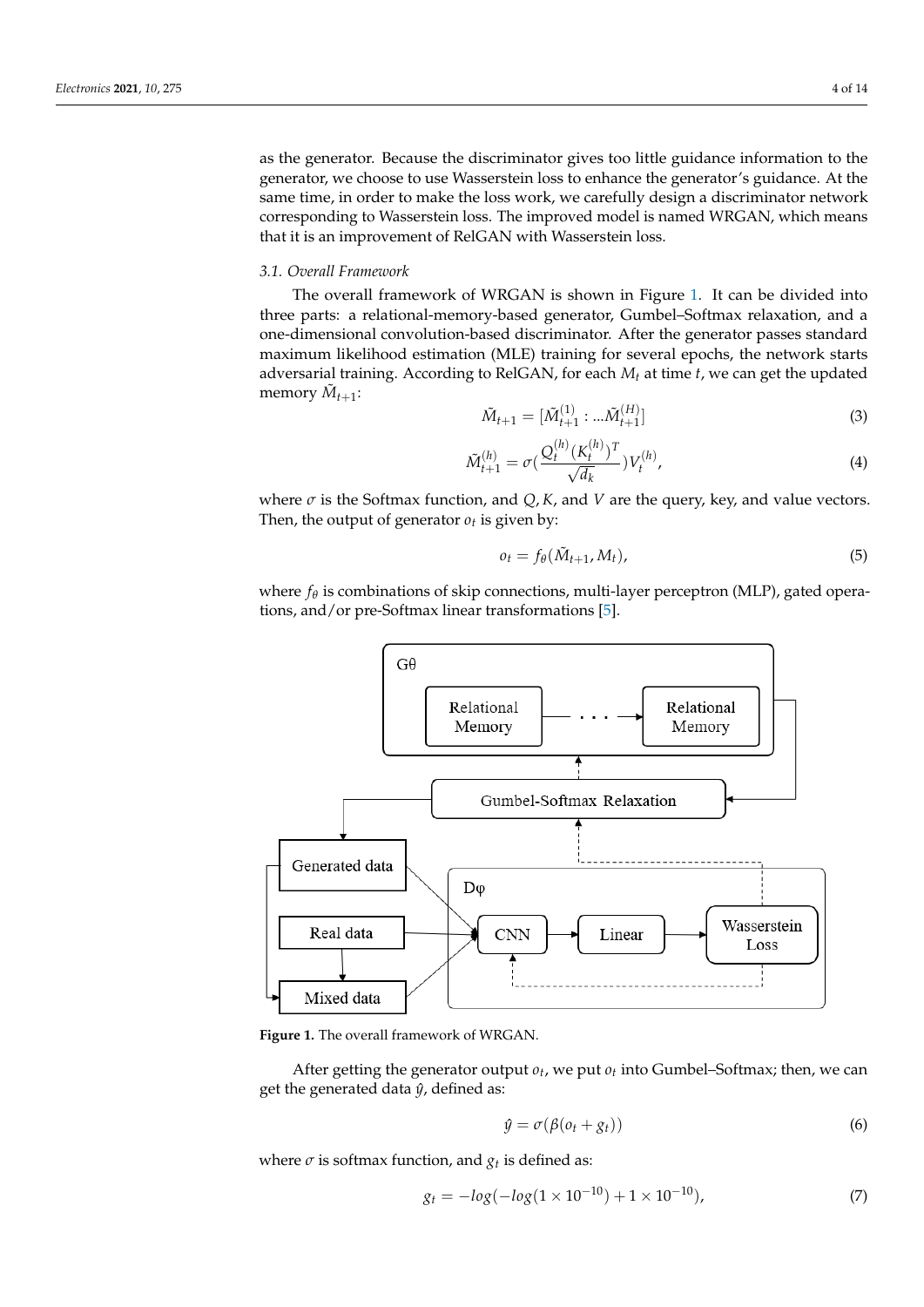as the generator. Because the discriminator gives too little guidance information to the generator, we choose to use Wasserstein loss to enhance the generator's guidance. At the same time, in order to make the loss work, we carefully design a discriminator network corresponding to Wasserstein loss. The improved model is named WRGAN, which means that it is an improvement of RelGAN with Wasserstein loss.

### 3.1. Overall Framework

The overall framework of WRGAN is shown in Figure 1. It can be divided into three parts: a relational-memory-based generator, Gumbel–Softmax relaxation, and a one-dimensional convolution-based discriminator. After the generator passes standard maximum likelihood estimation (MLE) training for several epochs, the network starts adversarial training. According to RelGAN, for each $M_t$ at time $t$, we can get the updated memory $\tilde{M}_{t+1}$:

$$\tilde{M}_{t+1} = [\tilde{M}_{t+1}^{(1)} : ...\tilde{M}_{t+1}^{(H)}] \tag{3}$$

$$\tilde{M}_{t+1}^{(h)} = \sigma(\frac{Q_t^{(h)}(K_t^{(h)})^T}{\sqrt{d_k}})V_t^{(h)}, \tag{4}$$

where $\sigma$ is the Softmax function, and $Q, K$, and $V$ are the query, key, and value vectors. Then, the output of generator $o_t$ is given by:

$$o_t = f_\theta(\tilde{M}_{t+1}, M_t), \tag{5}$$

where $f_\theta$ is combinations of skip connections, multi-layer perceptron (MLP), gated operations, and/or pre-Softmax linear transformations [5].

**Figure 1.** The overall framework of WRGAN.

After getting the generator output $o_t$, we put $o_t$ into Gumbel–Softmax; then, we can get the generated data $\hat{y}$, defined as:

$$\hat{y} = \sigma(\beta(o_t + g_t)) \tag{6}$$

where $\sigma$ is softmax function, and $g_t$ is defined as:

$$g_t = -log(-log(1 \times 10^{-10}) + 1 \times 10^{-10}), \tag{7}$$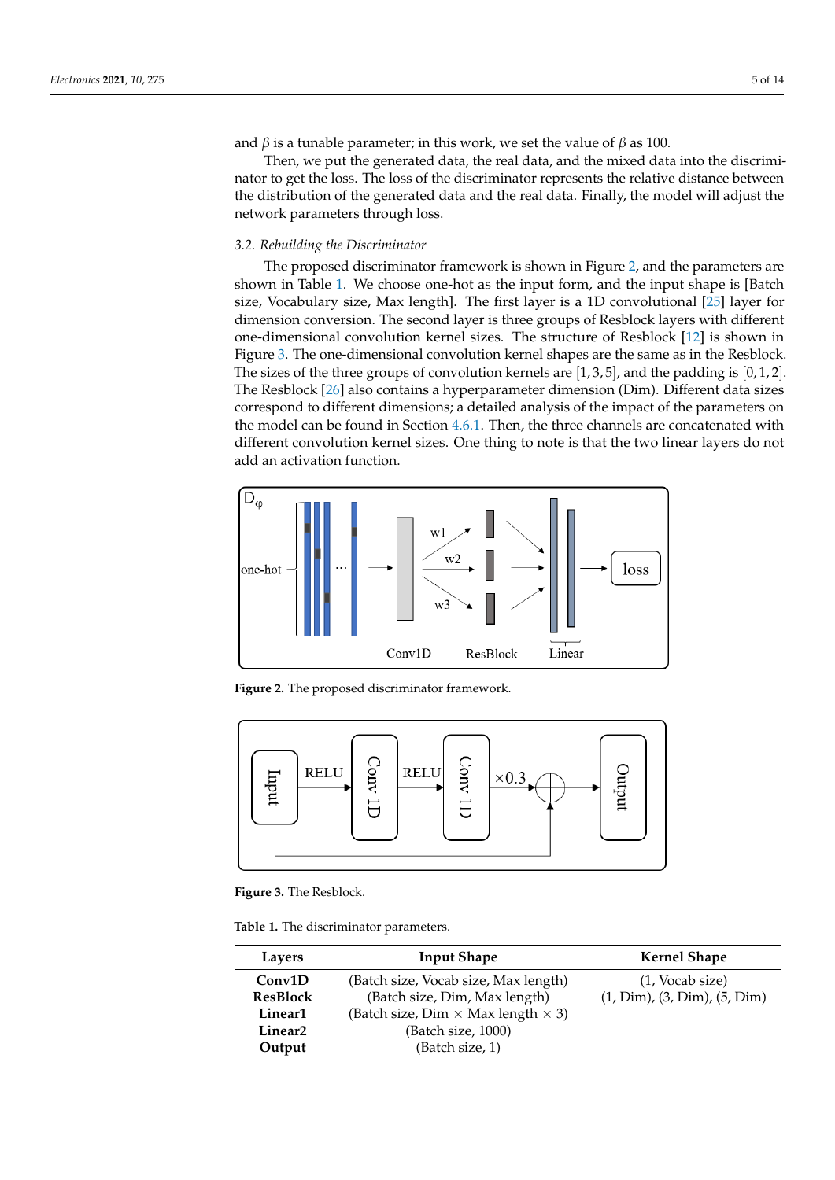and $\beta$ is a tunable parameter; in this work, we set the value of $\beta$ as 100.

Then, we put the generated data, the real data, and the mixed data into the discriminator to get the loss. The loss of the discriminator represents the relative distance between the distribution of the generated data and the real data. Finally, the model will adjust the network parameters through loss.

### 3.2. Rebuilding the Discriminator

The proposed discriminator framework is shown in Figure 2, and the parameters are shown in Table 1. We choose one-hot as the input form, and the input shape is [Batch size, Vocabulary size, Max length]. The first layer is a 1D convolutional [25] layer for dimension conversion. The second layer is three groups of Resblock layers with different one-dimensional convolution kernel sizes. The structure of Resblock [12] is shown in Figure 3. The one-dimensional convolution kernel shapes are the same as in the Resblock. The sizes of the three groups of convolution kernels are $[1,3,5]$, and the padding is $[0,1,2]$. The Resblock [26] also contains a hyperparameter dimension (Dim). Different data sizes correspond to different dimensions; a detailed analysis of the impact of the parameters on the model can be found in Section 4.6.1. Then, the three channels are concatenated with different convolution kernel sizes. One thing to note is that the two linear layers do not add an activation function.

**Figure 2.** The proposed discriminator framework.

**Figure 3.** The Resblock.

**Table 1.** The discriminator parameters.

| Layers | Input Shape | Kernel Shape |
| --- | --- | --- |
| **Conv1D** | (Batch size, Vocab size, Max length) | (1, Vocab size) |
| **ResBlock** | (Batch size, Dim, Max length) | (1, Dim), (3, Dim), (5, Dim) |
| **Linear1** | (Batch size, Dim $\times$ Max length $\times$ 3) | |
| **Linear2** | (Batch size, 1000) | |
| **Output** | (Batch size, 1) | |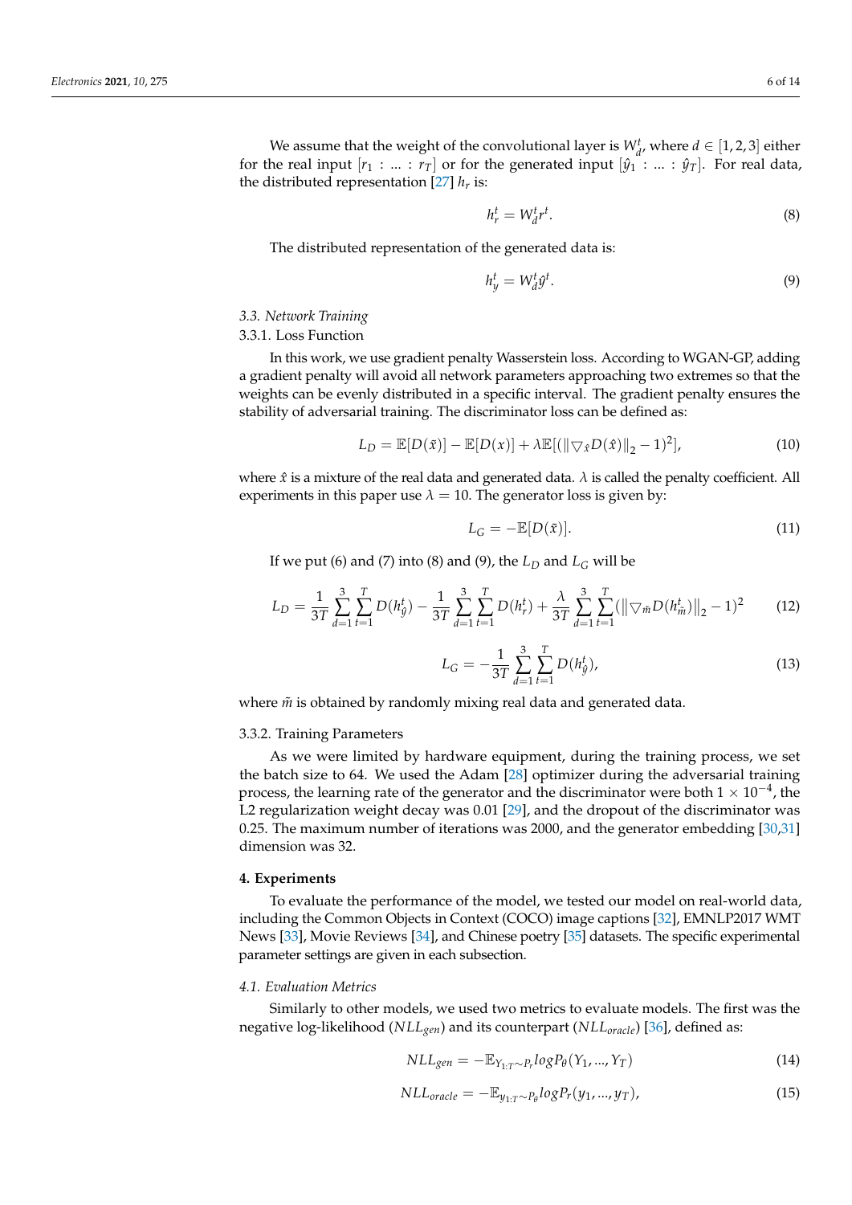We assume that the weight of the convolutional layer is $W_d^t$, where $d \in [1, 2, 3]$ either for the real input $[r_1 : ... : r_T]$ or for the generated input $[\hat{y}_1 : ... : \hat{y}_T]$. For real data, the distributed representation [27] $h_r$ is:

$$h_r^t = W_d^t r^t. \tag{8}$$

The distributed representation of the generated data is:

$$h_y^t = W_d^t \hat{y}^t. \tag{9}$$

### 3.3. Network Training

#### 3.3.1. Loss Function

In this work, we use gradient penalty Wasserstein loss. According to WGAN-GP, adding a gradient penalty will avoid all network parameters approaching two extremes so that the weights can be evenly distributed in a specific interval. The gradient penalty ensures the stability of adversarial training. The discriminator loss can be defined as:

$$L_D = \mathbb{E}[D(\tilde{x})] - \mathbb{E}[D(x)] + \lambda \mathbb{E}[(\|\bigtriangledown_{\hat{x}} D(\hat{x})\|_2 - 1)^2], \tag{10}$$

where $\hat{x}$ is a mixture of the real data and generated data. $\lambda$ is called the penalty coefficient. All experiments in this paper use $\lambda = 10$. The generator loss is given by:

$$L_G = -\mathbb{E}[D(\tilde{x})]. \tag{11}$$

If we put (6) and (7) into (8) and (9), the $L_D$ and $L_G$ will be

$$L_D = \frac{1}{3T} \sum_{d=1}^{3} \sum_{t=1}^{T} D(h_{\hat{y}}^t) - \frac{1}{3T} \sum_{d=1}^{3} \sum_{t=1}^{T} D(h_r^t) + \frac{\lambda}{3T} \sum_{d=1}^{3} \sum_{t=1}^{T} (\|\bigtriangledown_{\tilde{m}} D(h_{\tilde{m}}^t)\|_2 - 1)^2 \tag{12}$$

$$L_G = -\frac{1}{3T} \sum_{d=1}^{3} \sum_{t=1}^{T} D(h_{\hat{y}}^t), \tag{13}$$

where $\tilde{m}$ is obtained by randomly mixing real data and generated data.

#### 3.3.2. Training Parameters

As we were limited by hardware equipment, during the training process, we set the batch size to 64. We used the Adam [28] optimizer during the adversarial training process, the learning rate of the generator and the discriminator were both $1 \times 10^{-4}$, the L2 regularization weight decay was 0.01 [29], and the dropout of the discriminator was 0.25. The maximum number of iterations was 2000, and the generator embedding [30,31] dimension was 32.

## 4. Experiments

To evaluate the performance of the model, we tested our model on real-world data, including the Common Objects in Context (COCO) image captions [32], EMNLP2017 WMT News [33], Movie Reviews [34], and Chinese poetry [35] datasets. The specific experimental parameter settings are given in each subsection.

### 4.1. Evaluation Metrics

Similarly to other models, we used two metrics to evaluate models. The first was the negative log-likelihood ($NLL_{gen}$) and its counterpart ($NLL_{oracle}$) [36], defined as:

$$NLL_{gen} = -\mathbb{E}_{Y_{1:T} \sim P_r} log P_\theta(Y_1, ..., Y_T) \tag{14}$$

$$NLL_{oracle} = -\mathbb{E}_{y_{1:T} \sim P_\theta} log P_r(y_1, ..., y_T), \tag{15}$$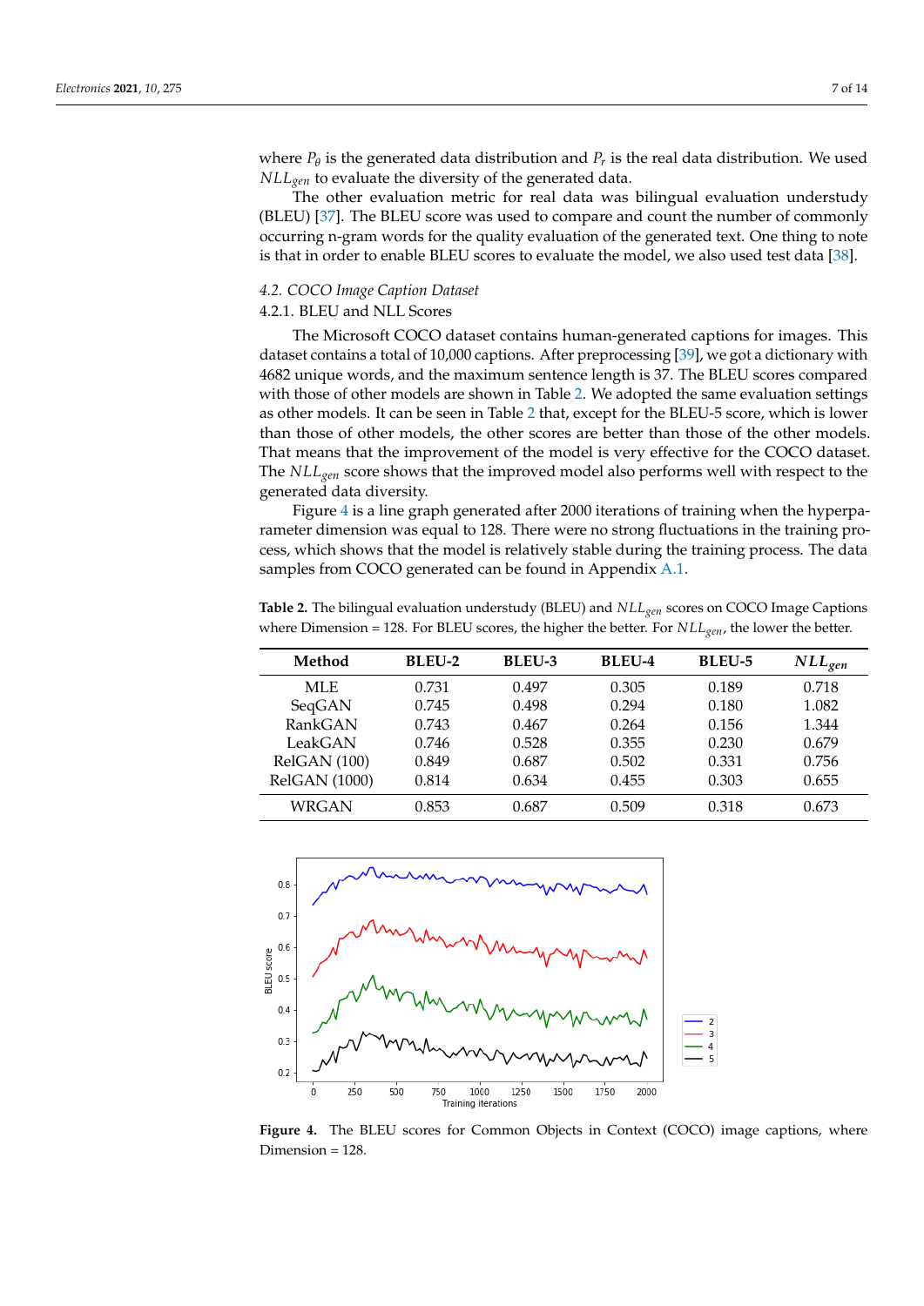where $P_\theta$ is the generated data distribution and $P_r$ is the real data distribution. We used $NLL_{gen}$ to evaluate the diversity of the generated data.

The other evaluation metric for real data was bilingual evaluation understudy (BLEU) [37]. The BLEU score was used to compare and count the number of commonly occurring n-gram words for the quality evaluation of the generated text. One thing to note is that in order to enable BLEU scores to evaluate the model, we also used test data [38].

## 4.2. COCO Image Caption Dataset

### 4.2.1. BLEU and NLL Scores

The Microsoft COCO dataset contains human-generated captions for images. This dataset contains a total of 10,000 captions. After preprocessing [39], we got a dictionary with 4682 unique words, and the maximum sentence length is 37. The BLEU scores compared with those of other models are shown in Table 2. We adopted the same evaluation settings as other models. It can be seen in Table 2 that, except for the BLEU-5 score, which is lower than those of other models, the other scores are better than those of the other models. That means that the improvement of the model is very effective for the COCO dataset. The $NLL_{gen}$ score shows that the improved model also performs well with respect to the generated data diversity.

Figure 4 is a line graph generated after 2000 iterations of training when the hyperparameter dimension was equal to 128. There were no strong fluctuations in the training process, which shows that the model is relatively stable during the training process. The data samples from COCO generated can be found in Appendix A.1.

**Table 2.** The bilingual evaluation understudy (BLEU) and $NLL_{gen}$ scores on COCO Image Captions where Dimension = 128. For BLEU scores, the higher the better. For $NLL_{gen}$, the lower the better.

| Method | BLEU-2 | BLEU-3 | BLEU-4 | BLEU-5 | $NLL_{gen}$ |
|---|---|---|---|---|---|
| MLE | 0.731 | 0.497 | 0.305 | 0.189 | 0.718 |
| SeqGAN | 0.745 | 0.498 | 0.294 | 0.180 | 1.082 |
| RankGAN | 0.743 | 0.467 | 0.264 | 0.156 | 1.344 |
| LeakGAN | 0.746 | 0.528 | 0.355 | 0.230 | 0.679 |
| RelGAN (100) | 0.849 | 0.687 | 0.502 | 0.331 | 0.756 |
| RelGAN (1000) | 0.814 | 0.634 | 0.455 | 0.303 | 0.655 |
| WRGAN | 0.853 | 0.687 | 0.509 | 0.318 | 0.673 |

**Figure 4.** The BLEU scores for Common Objects in Context (COCO) image captions, where Dimension = 128.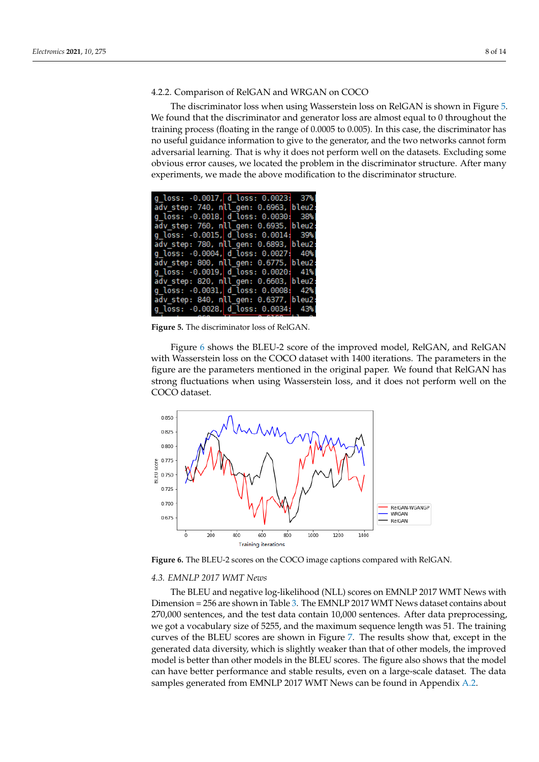#### 4.2.2. Comparison of RelGAN and WRGAN on COCO

The discriminator loss when using Wasserstein loss on RelGAN is shown in Figure 5. We found that the discriminator and generator loss are almost equal to 0 throughout the training process (floating in the range of 0.0005 to 0.005). In this case, the discriminator has no useful guidance information to give to the generator, and the two networks cannot form adversarial learning. That is why it does not perform well on the datasets. Excluding some obvious error causes, we located the problem in the discriminator structure. After many experiments, we made the above modification to the discriminator structure.

```
g_loss: -0.0017, d_loss: 0.0023:  37%
adv_step: 740, nll_gen: 0.6963, bleu2
g_loss: -0.0018, d_loss: 0.0030:  38%
adv_step: 760, nll_gen: 0.6935, bleu2
g_loss: -0.0015, d_loss: 0.0014:  39%
adv_step: 780, nll_gen: 0.6893, bleu2
g_loss: -0.0004, d_loss: 0.0027:  40%
adv_step: 800, nll_gen: 0.6775, bleu2
g_loss: -0.0019, d_loss: 0.0020:  41%
adv_step: 820, nll_gen: 0.6603, bleu2
g_loss: -0.0031, d_loss: 0.0008:  42%
adv_step: 840, nll_gen: 0.6377, bleu2
g_loss: -0.0028, d_loss: 0.0034:  43%
```

**Figure 5.** The discriminator loss of RelGAN.

Figure 6 shows the BLEU-2 score of the improved model, RelGAN, and RelGAN with Wasserstein loss on the COCO dataset with 1400 iterations. The parameters in the figure are the parameters mentioned in the original paper. We found that RelGAN has strong fluctuations when using Wasserstein loss, and it does not perform well on the COCO dataset.

**Figure 6.** The BLEU-2 scores on the COCO image captions compared with RelGAN.

### 4.3. EMNLP 2017 WMT News

The BLEU and negative log-likelihood (NLL) scores on EMNLP 2017 WMT News with Dimension = 256 are shown in Table 3. The EMNLP 2017 WMT News dataset contains about 270,000 sentences, and the test data contain 10,000 sentences. After data preprocessing, we got a vocabulary size of 5255, and the maximum sequence length was 51. The training curves of the BLEU scores are shown in Figure 7. The results show that, except in the generated data diversity, which is slightly weaker than that of other models, the improved model is better than other models in the BLEU scores. The figure also shows that the model can have better performance and stable results, even on a large-scale dataset. The data samples generated from EMNLP 2017 WMT News can be found in Appendix A.2.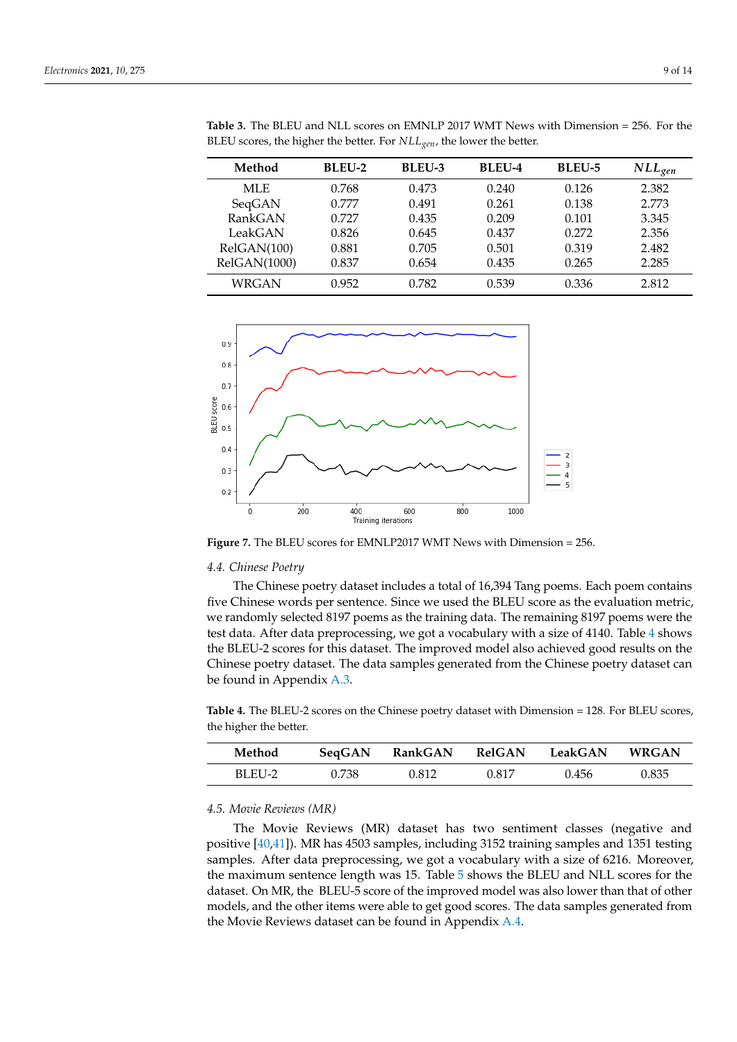**Table 3.** The BLEU and NLL scores on EMNLP 2017 WMT News with Dimension = 256. For the BLEU scores, the higher the better. For $NLL_{gen}$, the lower the better.

| Method | BLEU-2 | BLEU-3 | BLEU-4 | BLEU-5 | $NLL_{gen}$ |
|---|---|---|---|---|---|
| MLE | 0.768 | 0.473 | 0.240 | 0.126 | 2.382 |
| SeqGAN | 0.777 | 0.491 | 0.261 | 0.138 | 2.773 |
| RankGAN | 0.727 | 0.435 | 0.209 | 0.101 | 3.345 |
| LeakGAN | 0.826 | 0.645 | 0.437 | 0.272 | 2.356 |
| RelGAN(100) | 0.881 | 0.705 | 0.501 | 0.319 | 2.482 |
| RelGAN(1000) | 0.837 | 0.654 | 0.435 | 0.265 | 2.285 |
| WRGAN | 0.952 | 0.782 | 0.539 | 0.336 | 2.812 |

**Figure 7.** The BLEU scores for EMNLP2017 WMT News with Dimension = 256.

### 4.4. Chinese Poetry

The Chinese poetry dataset includes a total of 16,394 Tang poems. Each poem contains five Chinese words per sentence. Since we used the BLEU score as the evaluation metric, we randomly selected 8197 poems as the training data. The remaining 8197 poems were the test data. After data preprocessing, we got a vocabulary with a size of 4140. Table 4 shows the BLEU-2 scores for this dataset. The improved model also achieved good results on the Chinese poetry dataset. The data samples generated from the Chinese poetry dataset can be found in Appendix A.3.

**Table 4.** The BLEU-2 scores on the Chinese poetry dataset with Dimension = 128. For BLEU scores, the higher the better.

| Method | SeqGAN | RankGAN | RelGAN | LeakGAN | WRGAN |
|---|---|---|---|---|---|
| BLEU-2 | 0.738 | 0.812 | 0.817 | 0.456 | 0.835 |

### 4.5. Movie Reviews (MR)

The Movie Reviews (MR) dataset has two sentiment classes (negative and positive [40,41]). MR has 4503 samples, including 3152 training samples and 1351 testing samples. After data preprocessing, we got a vocabulary with a size of 6216. Moreover, the maximum sentence length was 15. Table 5 shows the BLEU and NLL scores for the dataset. On MR, the BLEU-5 score of the improved model was also lower than that of other models, and the other items were able to get good scores. The data samples generated from the Movie Reviews dataset can be found in Appendix A.4.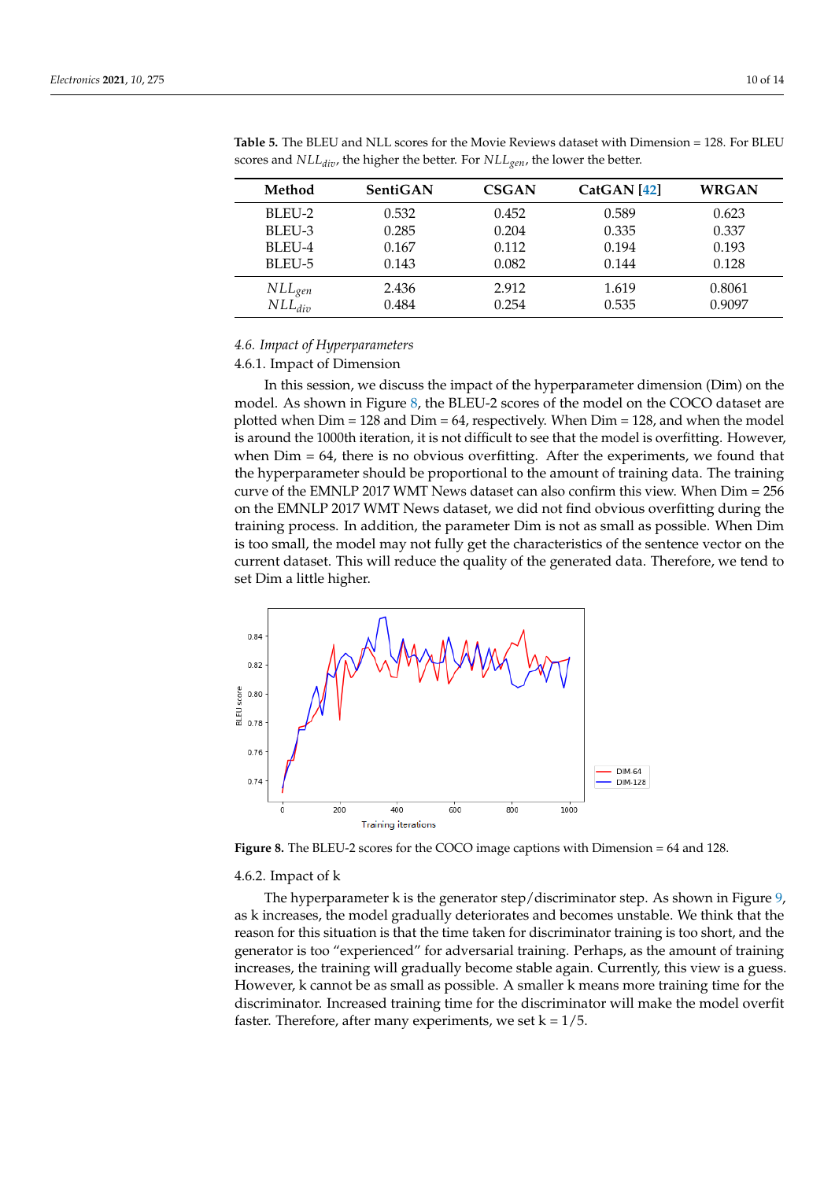**Table 5.** The BLEU and NLL scores for the Movie Reviews dataset with Dimension = 128. For BLEU scores and $NLL_{div}$, the higher the better. For $NLL_{gen}$, the lower the better.

| Method | SentiGAN | CSGAN | CatGAN [42] | WRGAN |
|---|---|---|---|---|
| BLEU-2 | 0.532 | 0.452 | 0.589 | 0.623 |
| BLEU-3 | 0.285 | 0.204 | 0.335 | 0.337 |
| BLEU-4 | 0.167 | 0.112 | 0.194 | 0.193 |
| BLEU-5 | 0.143 | 0.082 | 0.144 | 0.128 |
| $NLL_{gen}$ | 2.436 | 2.912 | 1.619 | 0.8061 |
| $NLL_{div}$ | 0.484 | 0.254 | 0.535 | 0.9097 |

### *4.6. Impact of Hyperparameters*

#### 4.6.1. Impact of Dimension

In this session, we discuss the impact of the hyperparameter dimension (Dim) on the model. As shown in Figure 8, the BLEU-2 scores of the model on the COCO dataset are plotted when Dim = 128 and Dim = 64, respectively. When Dim = 128, and when the model is around the 1000th iteration, it is not difficult to see that the model is overfitting. However, when Dim = 64, there is no obvious overfitting. After the experiments, we found that the hyperparameter should be proportional to the amount of training data. The training curve of the EMNLP 2017 WMT News dataset can also confirm this view. When Dim = 256 on the EMNLP 2017 WMT News dataset, we did not find obvious overfitting during the training process. In addition, the parameter Dim is not as small as possible. When Dim is too small, the model may not fully get the characteristics of the sentence vector on the current dataset. This will reduce the quality of the generated data. Therefore, we tend to set Dim a little higher.

**Figure 8.** The BLEU-2 scores for the COCO image captions with Dimension = 64 and 128.

#### 4.6.2. Impact of k

The hyperparameter k is the generator step/discriminator step. As shown in Figure 9, as k increases, the model gradually deteriorates and becomes unstable. We think that the reason for this situation is that the time taken for discriminator training is too short, and the generator is too "experienced" for adversarial training. Perhaps, as the amount of training increases, the training will gradually become stable again. Currently, this view is a guess. However, k cannot be as small as possible. A smaller k means more training time for the discriminator. Increased training time for the discriminator will make the model overfit faster. Therefore, after many experiments, we set k = 1/5.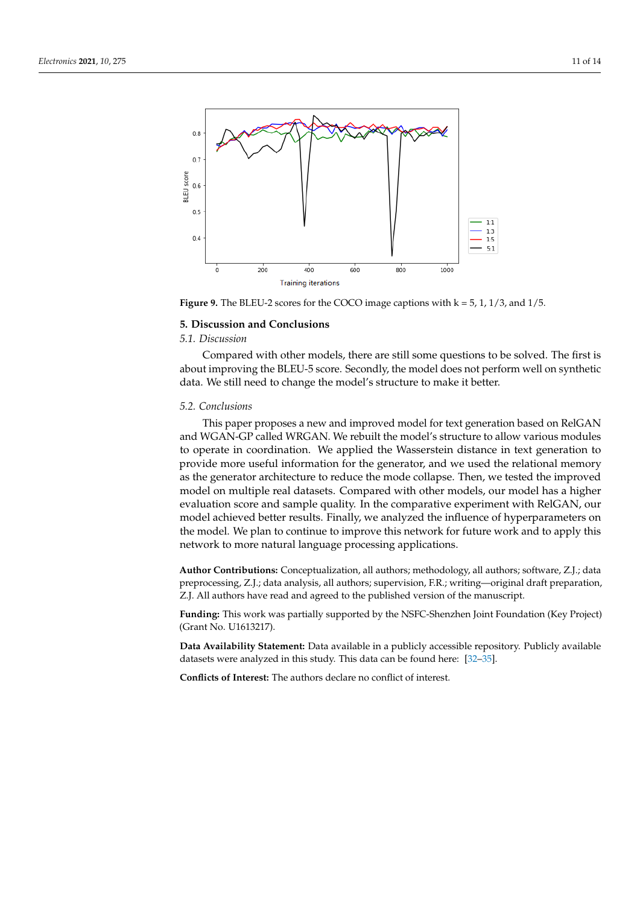**Figure 9.** The BLEU-2 scores for the COCO image captions with k = 5, 1, 1/3, and 1/5.

## 5. Discussion and Conclusions

### *5.1. Discussion*

Compared with other models, there are still some questions to be solved. The first is about improving the BLEU-5 score. Secondly, the model does not perform well on synthetic data. We still need to change the model's structure to make it better.

### *5.2. Conclusions*

This paper proposes a new and improved model for text generation based on RelGAN and WGAN-GP called WRGAN. We rebuilt the model's structure to allow various modules to operate in coordination. We applied the Wasserstein distance in text generation to provide more useful information for the generator, and we used the relational memory as the generator architecture to reduce the mode collapse. Then, we tested the improved model on multiple real datasets. Compared with other models, our model has a higher evaluation score and sample quality. In the comparative experiment with RelGAN, our model achieved better results. Finally, we analyzed the influence of hyperparameters on the model. We plan to continue to improve this network for future work and to apply this network to more natural language processing applications.

**Author Contributions:** Conceptualization, all authors; methodology, all authors; software, Z.J.; data preprocessing, Z.J.; data analysis, all authors; supervision, F.R.; writing—original draft preparation, Z.J. All authors have read and agreed to the published version of the manuscript.

**Funding:** This work was partially supported by the NSFC-Shenzhen Joint Foundation (Key Project) (Grant No. U1613217).

**Data Availability Statement:** Data available in a publicly accessible repository. Publicly available datasets were analyzed in this study. This data can be found here: [32–35].

**Conflicts of Interest:** The authors declare no conflict of interest.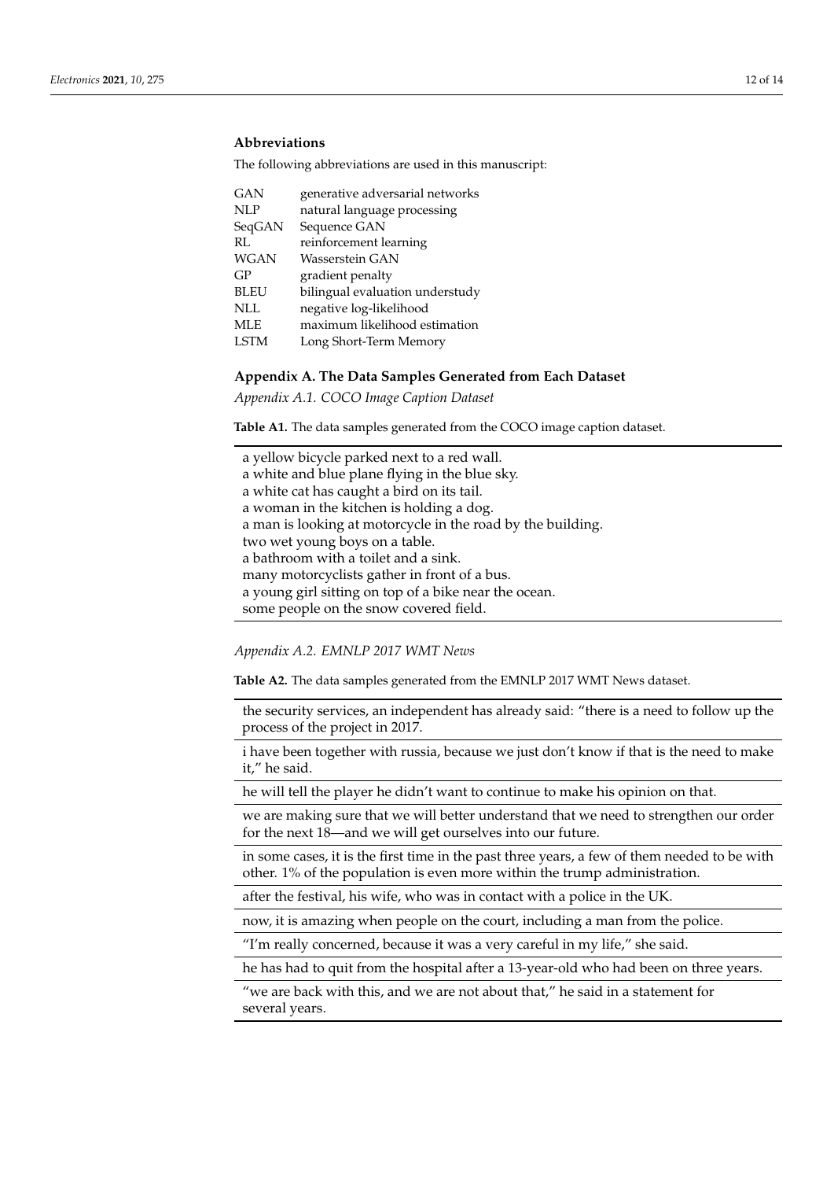## Abbreviations

The following abbreviations are used in this manuscript:

| | |
|---|---|
| GAN | generative adversarial networks |
| NLP | natural language processing |
| SeqGAN | Sequence GAN |
| RL | reinforcement learning |
| WGAN | Wasserstein GAN |
| GP | gradient penalty |
| BLEU | bilingual evaluation understudy |
| NLL | negative log-likelihood |
| MLE | maximum likelihood estimation |
| LSTM | Long Short-Term Memory |

## Appendix A. The Data Samples Generated from Each Dataset

### *Appendix A.1. COCO Image Caption Dataset*

**Table A1.** The data samples generated from the COCO image caption dataset.

| |
|---|
| a yellow bicycle parked next to a red wall. |
| a white and blue plane flying in the blue sky. |
| a white cat has caught a bird on its tail. |
| a woman in the kitchen is holding a dog. |
| a man is looking at motorcycle in the road by the building. |
| two wet young boys on a table. |
| a bathroom with a toilet and a sink. |
| many motorcyclists gather in front of a bus. |
| a young girl sitting on top of a bike near the ocean. |
| some people on the snow covered field. |

### *Appendix A.2. EMNLP 2017 WMT News*

**Table A2.** The data samples generated from the EMNLP 2017 WMT News dataset.

| |
|---|
| the security services, an independent has already said: "there is a need to follow up the process of the project in 2017. |
| i have been together with russia, because we just don't know if that is the need to make it," he said. |
| he will tell the player he didn't want to continue to make his opinion on that. |
| we are making sure that we will better understand that we need to strengthen our order for the next 18—and we will get ourselves into our future. |
| in some cases, it is the first time in the past three years, a few of them needed to be with other. 1% of the population is even more within the trump administration. |
| after the festival, his wife, who was in contact with a police in the UK. |
| now, it is amazing when people on the court, including a man from the police. |
| "I'm really concerned, because it was a very careful in my life," she said. |
| he has had to quit from the hospital after a 13-year-old who had been on three years. |
| "we are back with this, and we are not about that," he said in a statement for several years. |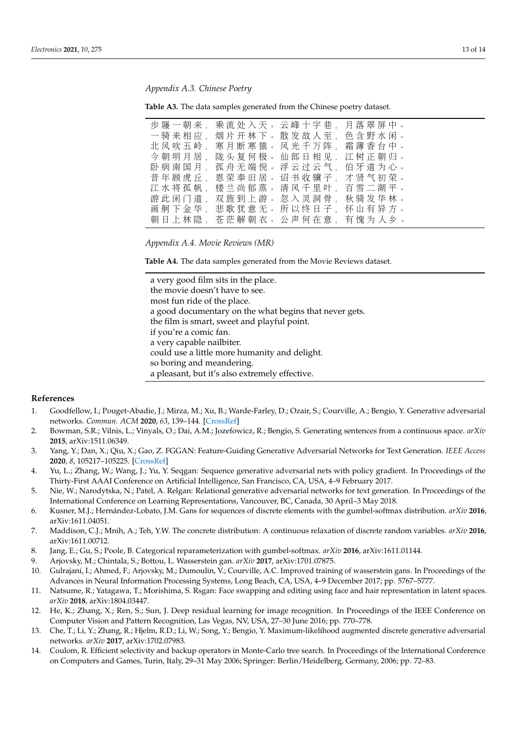### Appendix A.3. Chinese Poetry

**Table A3.** The data samples generated from the Chinese poetry dataset.

| |
|---|
| 步屧一朝来，乘流处入天。云峰十字巷，月落翠屏中。 |
| 一骑来相应，烟片开林下。散发故人至，色含野水闲。 |
| 北风吹五岭，寒月断寒猿。风光千万阵，霜薄香台中。 |
| 今朝明月居，陇头复何极。仙郎日相见，江树正朝归。 |
| 卧病南国月，孤舟无端倪。浮云过云气，伯牙道为心。 |
| 昔年顾虎丘，恩荣奉旧居。诏书收骥子，才贤气初荣。 |
| 江水将孤帆，楼兰尚郁蒸。清风千里叶，百雪二湖平。 |
| 游此闲门道，双旌到上游。忽入灵洞骨，秋骑发华林。 |
| 画舸下金华，悲歌犹意无。所以终日子，怀山有异方。 |
| 朝日上林隐，苍茫解朝衣。公声何在意，有愧为人乡。 |

### Appendix A.4. Movie Reviews (MR)

**Table A4.** The data samples generated from the Movie Reviews dataset.

| |
|---|
| a very good film sits in the place. |
| the movie doesn't have to see. |
| most fun ride of the place. |
| a good documentary on the what begins that never gets. |
| the film is smart, sweet and playful point. |
| if you're a comic fan. |
| a very capable nailbiter. |
| could use a little more humanity and delight. |
| so boring and meandering. |
| a pleasant, but it's also extremely effective. |

## References

1. Goodfellow, I.; Pouget-Abadie, J.; Mirza, M.; Xu, B.; Warde-Farley, D.; Ozair, S.; Courville, A.; Bengio, Y. Generative adversarial networks. *Commun. ACM* **2020**, *63*, 139–144. [CrossRef]
2. Bowman, S.R.; Vilnis, L.; Vinyals, O.; Dai, A.M.; Jozefowicz, R.; Bengio, S. Generating sentences from a continuous space. *arXiv* **2015**, arXiv:1511.06349.
3. Yang, Y.; Dan, X.; Qiu, X.; Gao, Z. FGGAN: Feature-Guiding Generative Adversarial Networks for Text Generation. *IEEE Access* **2020**, *8*, 105217–105225. [CrossRef]
4. Yu, L.; Zhang, W.; Wang, J.; Yu, Y. Seqgan: Sequence generative adversarial nets with policy gradient. In Proceedings of the Thirty-First AAAI Conference on Artificial Intelligence, San Francisco, CA, USA, 4–9 February 2017.
5. Nie, W.; Narodytska, N.; Patel, A. Relgan: Relational generative adversarial networks for text generation. In Proceedings of the International Conference on Learning Representations, Vancouver, BC, Canada, 30 April–3 May 2018.
6. Kusner, M.J.; Hernández-Lobato, J.M. Gans for sequences of discrete elements with the gumbel-softmax distribution. *arXiv* **2016**, arXiv:1611.04051.
7. Maddison, C.J.; Mnih, A.; Teh, Y.W. The concrete distribution: A continuous relaxation of discrete random variables. *arXiv* **2016**, arXiv:1611.00712.
8. Jang, E.; Gu, S.; Poole, B. Categorical reparameterization with gumbel-softmax. *arXiv* **2016**, arXiv:1611.01144.
9. Arjovsky, M.; Chintala, S.; Bottou, L. Wasserstein gan. *arXiv* **2017**, arXiv:1701.07875.
10. Gulrajani, I.; Ahmed, F.; Arjovsky, M.; Dumoulin, V.; Courville, A.C. Improved training of wasserstein gans. In Proceedings of the Advances in Neural Information Processing Systems, Long Beach, CA, USA, 4–9 December 2017; pp. 5767–5777.
11. Natsume, R.; Yatagawa, T.; Morishima, S. Rsgan: Face swapping and editing using face and hair representation in latent spaces. *arXiv* **2018**, arXiv:1804.03447.
12. He, K.; Zhang, X.; Ren, S.; Sun, J. Deep residual learning for image recognition. In Proceedings of the IEEE Conference on Computer Vision and Pattern Recognition, Las Vegas, NV, USA, 27–30 June 2016; pp. 770–778.
13. Che, T.; Li, Y.; Zhang, R.; Hjelm, R.D.; Li, W.; Song, Y.; Bengio, Y. Maximum-likelihood augmented discrete generative adversarial networks. *arXiv* **2017**, arXiv:1702.07983.
14. Coulom, R. Efficient selectivity and backup operators in Monte-Carlo tree search. In Proceedings of the International Conference on Computers and Games, Turin, Italy, 29–31 May 2006; Springer: Berlin/Heidelberg, Germany, 2006; pp. 72–83.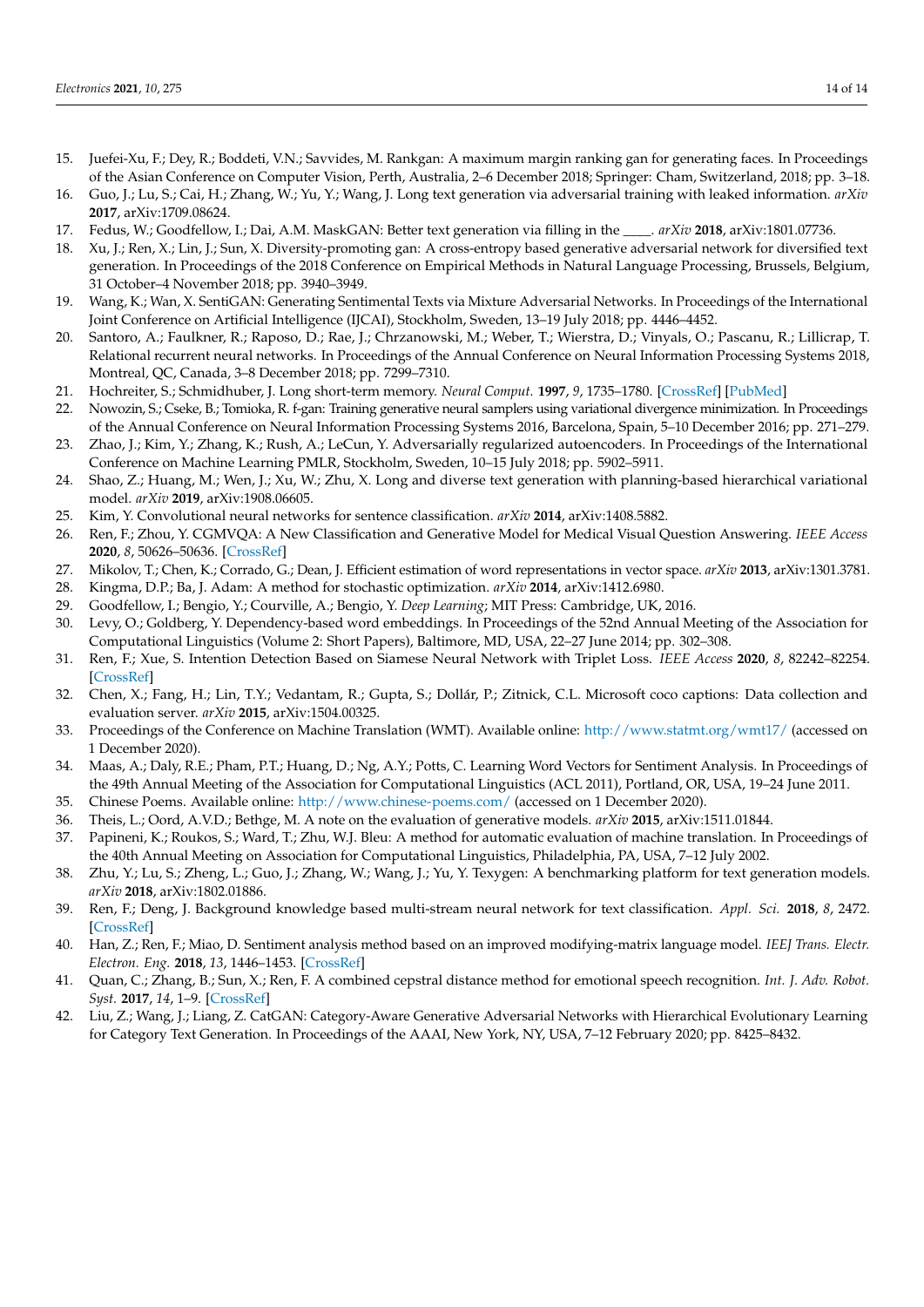15. Juefei-Xu, F.; Dey, R.; Boddeti, V.N.; Savvides, M. Rankgan: A maximum margin ranking gan for generating faces. In Proceedings of the Asian Conference on Computer Vision, Perth, Australia, 2–6 December 2018; Springer: Cham, Switzerland, 2018; pp. 3–18.
16. Guo, J.; Lu, S.; Cai, H.; Zhang, W.; Yu, Y.; Wang, J. Long text generation via adversarial training with leaked information. *arXiv* **2017**, arXiv:1709.08624.
17. Fedus, W.; Goodfellow, I.; Dai, A.M. MaskGAN: Better text generation via filling in the ____. *arXiv* **2018**, arXiv:1801.07736.
18. Xu, J.; Ren, X.; Lin, J.; Sun, X. Diversity-promoting gan: A cross-entropy based generative adversarial network for diversified text generation. In Proceedings of the 2018 Conference on Empirical Methods in Natural Language Processing, Brussels, Belgium, 31 October–4 November 2018; pp. 3940–3949.
19. Wang, K.; Wan, X. SentiGAN: Generating Sentimental Texts via Mixture Adversarial Networks. In Proceedings of the International Joint Conference on Artificial Intelligence (IJCAI), Stockholm, Sweden, 13–19 July 2018; pp. 4446–4452.
20. Santoro, A.; Faulkner, R.; Raposo, D.; Rae, J.; Chrzanowski, M.; Weber, T.; Wierstra, D.; Vinyals, O.; Pascanu, R.; Lillicrap, T. Relational recurrent neural networks. In Proceedings of the Annual Conference on Neural Information Processing Systems 2018, Montreal, QC, Canada, 3–8 December 2018; pp. 7299–7310.
21. Hochreiter, S.; Schmidhuber, J. Long short-term memory. *Neural Comput.* **1997**, *9*, 1735–1780. [CrossRef] [PubMed]
22. Nowozin, S.; Cseke, B.; Tomioka, R. f-gan: Training generative neural samplers using variational divergence minimization. In Proceedings of the Annual Conference on Neural Information Processing Systems 2016, Barcelona, Spain, 5–10 December 2016; pp. 271–279.
23. Zhao, J.; Kim, Y.; Zhang, K.; Rush, A.; LeCun, Y. Adversarially regularized autoencoders. In Proceedings of the International Conference on Machine Learning PMLR, Stockholm, Sweden, 10–15 July 2018; pp. 5902–5911.
24. Shao, Z.; Huang, M.; Wen, J.; Xu, W.; Zhu, X. Long and diverse text generation with planning-based hierarchical variational model. *arXiv* **2019**, arXiv:1908.06605.
25. Kim, Y. Convolutional neural networks for sentence classification. *arXiv* **2014**, arXiv:1408.5882.
26. Ren, F.; Zhou, Y. CGMVQA: A New Classification and Generative Model for Medical Visual Question Answering. *IEEE Access* **2020**, *8*, 50626–50636. [CrossRef]
27. Mikolov, T.; Chen, K.; Corrado, G.; Dean, J. Efficient estimation of word representations in vector space. *arXiv* **2013**, arXiv:1301.3781.
28. Kingma, D.P.; Ba, J. Adam: A method for stochastic optimization. *arXiv* **2014**, arXiv:1412.6980.
29. Goodfellow, I.; Bengio, Y.; Courville, A.; Bengio, Y. *Deep Learning*; MIT Press: Cambridge, UK, 2016.
30. Levy, O.; Goldberg, Y. Dependency-based word embeddings. In Proceedings of the 52nd Annual Meeting of the Association for Computational Linguistics (Volume 2: Short Papers), Baltimore, MD, USA, 22–27 June 2014; pp. 302–308.
31. Ren, F.; Xue, S. Intention Detection Based on Siamese Neural Network with Triplet Loss. *IEEE Access* **2020**, *8*, 82242–82254. [CrossRef]
32. Chen, X.; Fang, H.; Lin, T.Y.; Vedantam, R.; Gupta, S.; Dollár, P.; Zitnick, C.L. Microsoft coco captions: Data collection and evaluation server. *arXiv* **2015**, arXiv:1504.00325.
33. Proceedings of the Conference on Machine Translation (WMT). Available online: http://www.statmt.org/wmt17/ (accessed on 1 December 2020).
34. Maas, A.; Daly, R.E.; Pham, P.T.; Huang, D.; Ng, A.Y.; Potts, C. Learning Word Vectors for Sentiment Analysis. In Proceedings of the 49th Annual Meeting of the Association for Computational Linguistics (ACL 2011), Portland, OR, USA, 19–24 June 2011.
35. Chinese Poems. Available online: http://www.chinese-poems.com/ (accessed on 1 December 2020).
36. Theis, L.; Oord, A.V.D.; Bethge, M. A note on the evaluation of generative models. *arXiv* **2015**, arXiv:1511.01844.
37. Papineni, K.; Roukos, S.; Ward, T.; Zhu, W.J. Bleu: A method for automatic evaluation of machine translation. In Proceedings of the 40th Annual Meeting on Association for Computational Linguistics, Philadelphia, PA, USA, 7–12 July 2002.
38. Zhu, Y.; Lu, S.; Zheng, L.; Guo, J.; Zhang, W.; Wang, J.; Yu, Y. Texygen: A benchmarking platform for text generation models. *arXiv* **2018**, arXiv:1802.01886.
39. Ren, F.; Deng, J. Background knowledge based multi-stream neural network for text classification. *Appl. Sci.* **2018**, *8*, 2472. [CrossRef]
40. Han, Z.; Ren, F.; Miao, D. Sentiment analysis method based on an improved modifying-matrix language model. *IEEJ Trans. Electr. Electron. Eng.* **2018**, *13*, 1446–1453. [CrossRef]
41. Quan, C.; Zhang, B.; Sun, X.; Ren, F. A combined cepstral distance method for emotional speech recognition. *Int. J. Adv. Robot. Syst.* **2017**, *14*, 1–9. [CrossRef]
42. Liu, Z.; Wang, J.; Liang, Z. CatGAN: Category-Aware Generative Adversarial Networks with Hierarchical Evolutionary Learning for Category Text Generation. In Proceedings of the AAAI, New York, NY, USA, 7–12 February 2020; pp. 8425–8432.